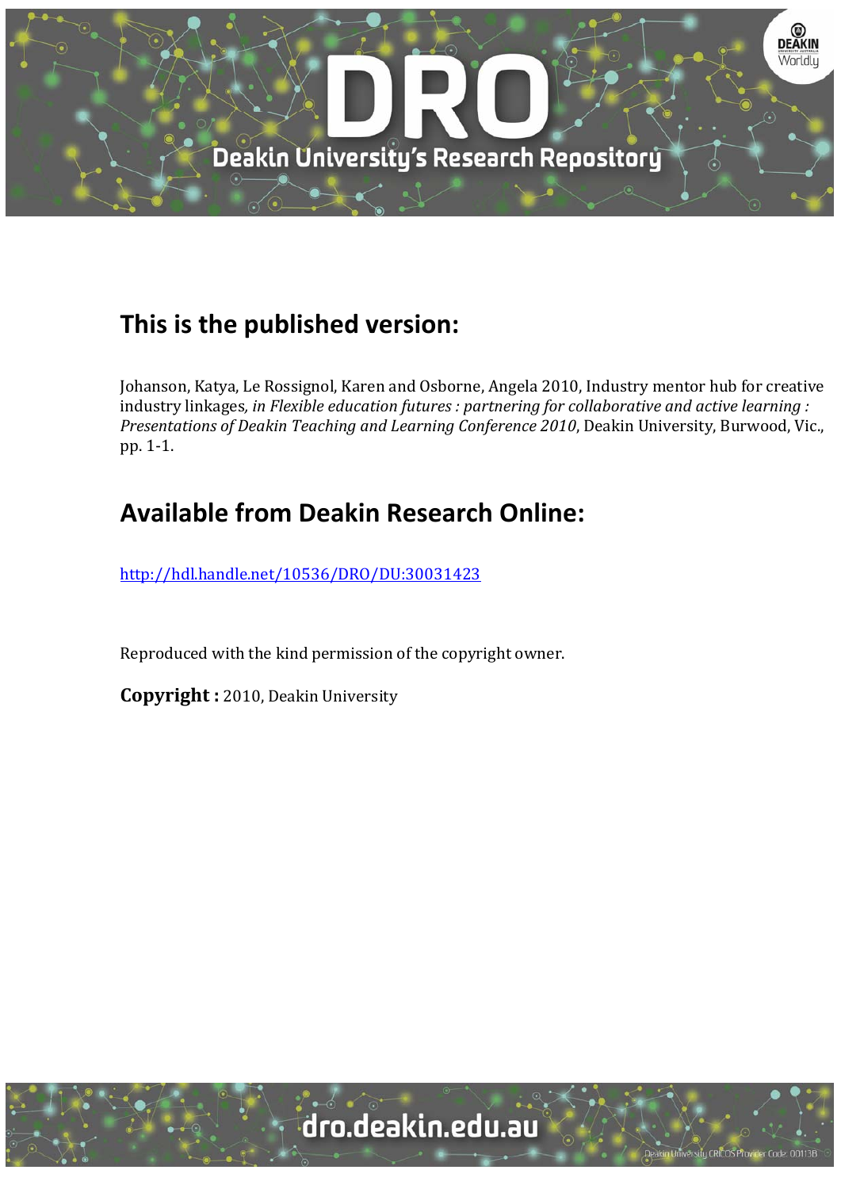## This is the published version:

Johanson, Katya, Le Rossignol, Karen and Osborne, Angela 2010, Industry mentor hub for creative industry linkages*, in Flexible education futures : partnering for collaborative and active learning : Presentations of Deakin Teaching and Learning Conference 2010*, Deakin University, Burwood, Vic., pp. 1-1.

## Available from Deakin Research Online:

http://hdl.handle.net/10536/DRO/DU:30031423

Reproduced with the kind permission of the copyright owner.

**Copyright :** 2010, Deakin University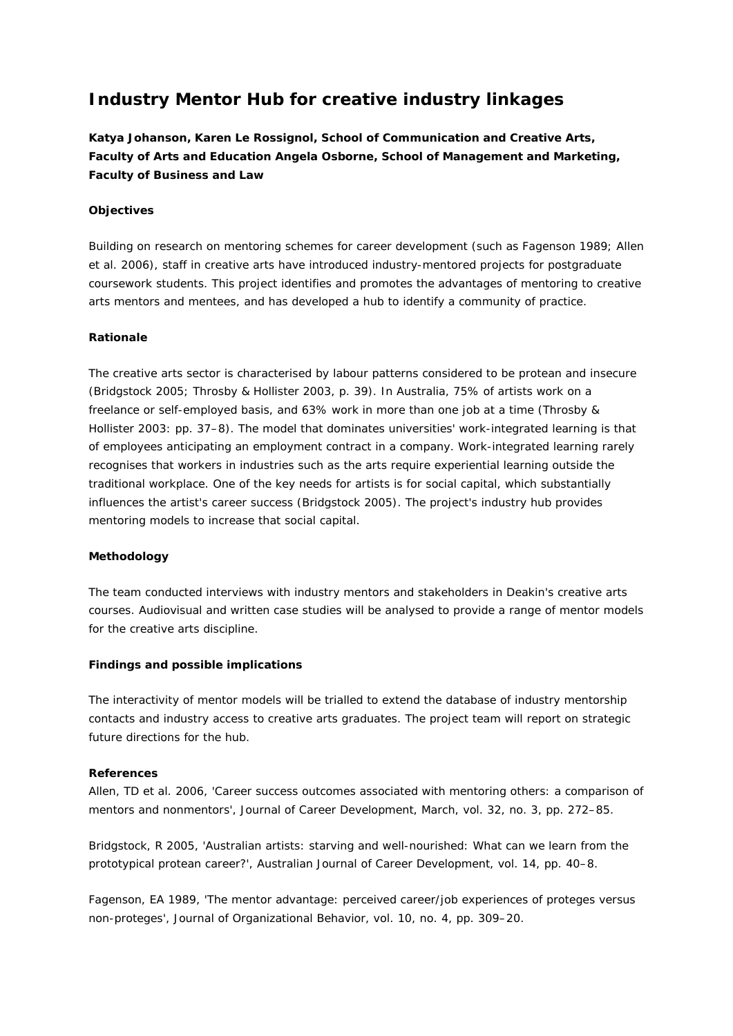## Industry Mentor Hub for creative industry linkages

**Katya Johanson, Karen Le Rossignol, School of Communication and Creative Arts, Faculty of Arts and Education Angela Osborne, School of Management and Marketing, Faculty of Business and Law**

**Objectives**

Building on research on mentoring schemes for career development (such as Fagenson 1989; Allen et al. 2006), staff in creative arts have introduced industry-mentored projects for postgraduate coursework students. This project identifies and promotes the advantages of mentoring to creative arts mentors and mentees, and has developed a hub to identify a community of practice.

**Rationale**

The creative arts sector is characterised by labour patterns considered to be protean and insecure (Bridgstock 2005; Throsby & Hollister 2003, p. 39). In Australia, 75% of artists work on a freelance or self-employed basis, and 63% work in more than one job at a time (Throsby & Hollister 2003: pp. 37–8). The model that dominates universities' work-integrated learning is that of employees anticipating an employment contract in a company. Work-integrated learning rarely recognises that workers in industries such as the arts require experiential learning outside the traditional workplace. One of the key needs for artists is for social capital, which substantially influences the artist's career success (Bridgstock 2005). The project's industry hub provides mentoring models to increase that social capital.

**Methodology**

The team conducted interviews with industry mentors and stakeholders in Deakin's creative arts courses. Audiovisual and written case studies will be analysed to provide a range of mentor models for the creative arts discipline.

**Findings and possible implications**

The interactivity of mentor models will be trialled to extend the database of industry mentorship contacts and industry access to creative arts graduates. The project team will report on strategic future directions for the hub.

**References**

Allen, TD et al. 2006, 'Career success outcomes associated with mentoring others: a comparison of mentors and nonmentors', Journal of Career Development, March, vol. 32, no. 3, pp. 272–85.

Bridgstock, R 2005, 'Australian artists: starving and well-nourished: What can we learn from the prototypical protean career?', Australian Journal of Career Development, vol. 14, pp. 40–8.

Fagenson, EA 1989, 'The mentor advantage: perceived career/job experiences of proteges versus non-proteges', Journal of Organizational Behavior, vol. 10, no. 4, pp. 309–20.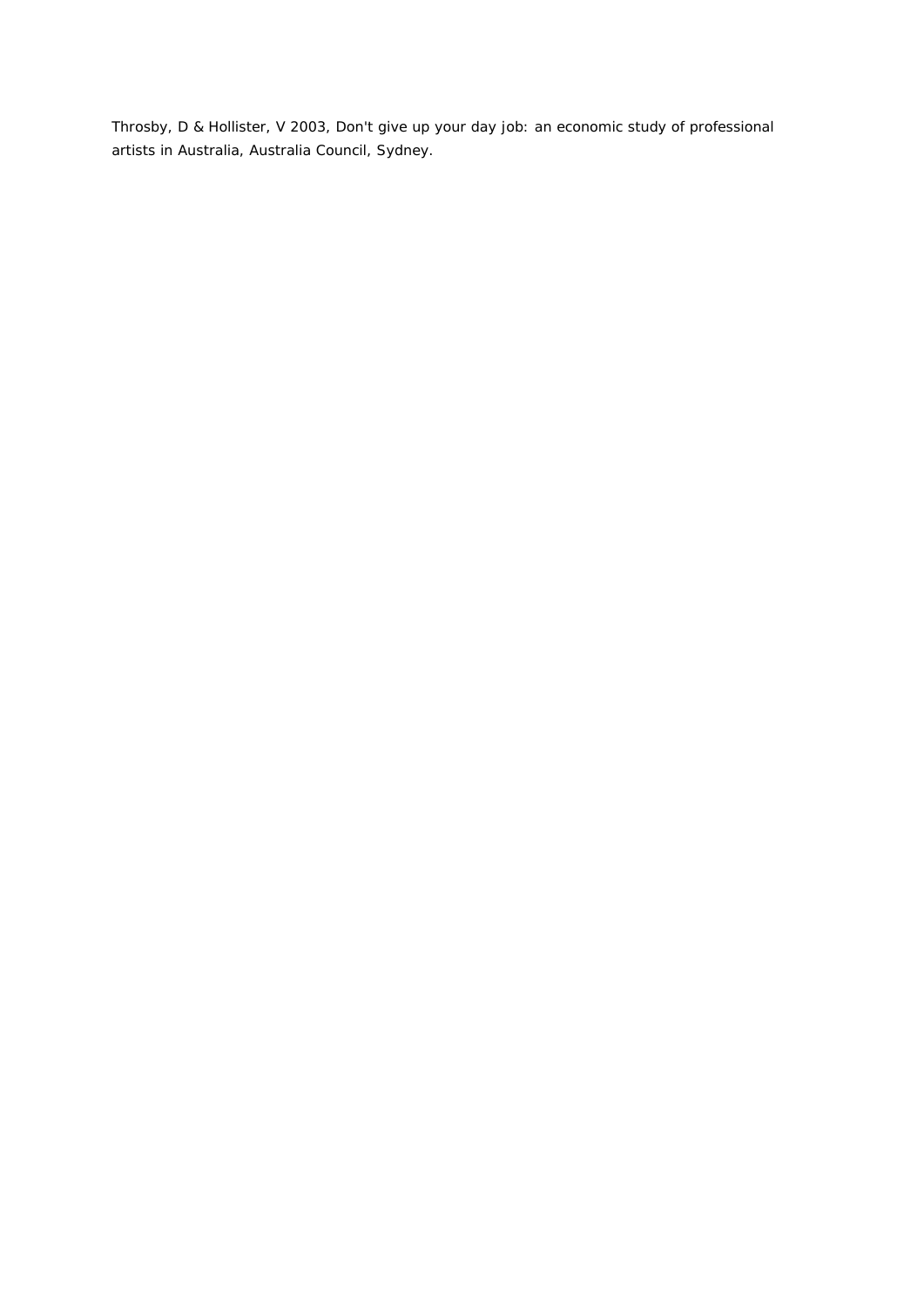Throsby, D & Hollister, V 2003, Don't give up your day job: an economic study of professional artists in Australia, Australia Council, Sydney.